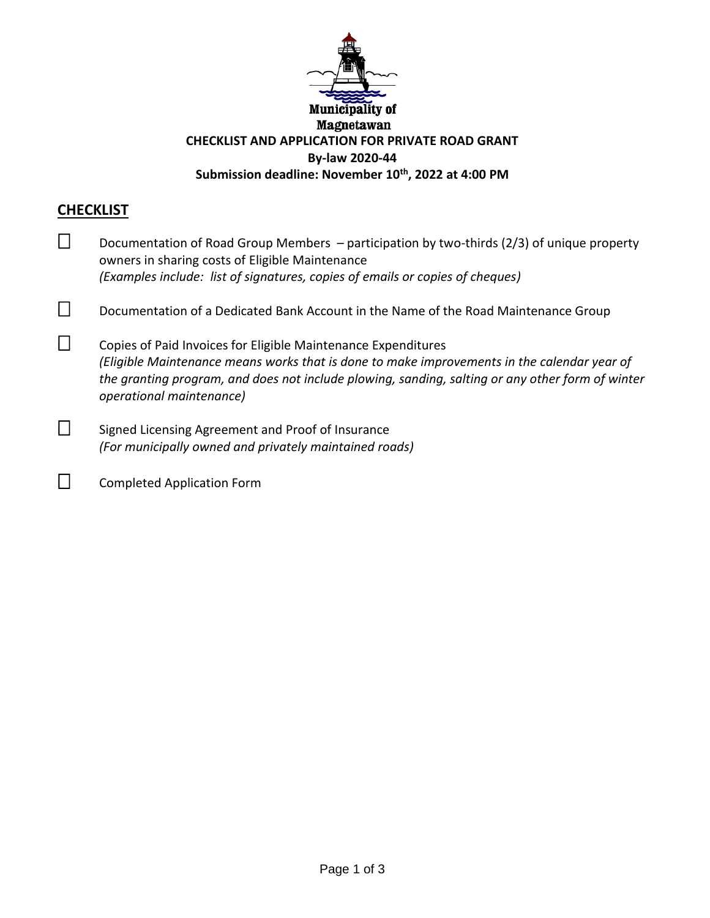**Municipality of Magnetawan**

**CHECKLIST AND APPLICATION FOR PRIVATE ROAD GRANT**

**By-law 2020-44**

**Submission deadline: November 10th, 2022 at 4:00 PM**

## CHECKLIST

☐ Documentation of Road Group Members – participation by two-thirds (2/3) of unique property owners in sharing costs of Eligible Maintenance
*(Examples include: list of signatures, copies of emails or copies of cheques)*

☐ Documentation of a Dedicated Bank Account in the Name of the Road Maintenance Group

☐ Copies of Paid Invoices for Eligible Maintenance Expenditures
*(Eligible Maintenance means works that is done to make improvements in the calendar year of the granting program, and does not include plowing, sanding, salting or any other form of winter operational maintenance)*

☐ Signed Licensing Agreement and Proof of Insurance
*(For municipally owned and privately maintained roads)*

☐ Completed Application Form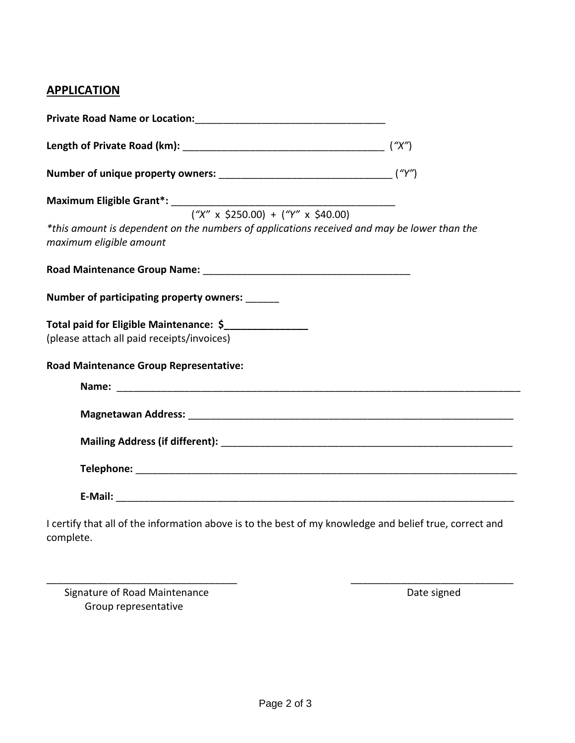## APPLICATION

**Private Road Name or Location:**__________________________________

**Length of Private Road (km):** ___________________________________ (*"X"*)

**Number of unique property owners:** ______________________________ (*"Y"*)

**Maximum Eligible Grant*:** ________________________________________

("X" x $250.00) + ("Y" x $40.00)

*\*this amount is dependent on the numbers of applications received and may be lower than the maximum eligible amount*

**Road Maintenance Group Name:** ____________________________________

**Number of participating property owners:** ______

**Total paid for Eligible Maintenance: $______________**
(please attach all paid receipts/invoices)

**Road Maintenance Group Representative:**

**Name:** ___________________________________________________________________________

**Magnetawan Address:** ____________________________________________________________

**Mailing Address (if different):** ______________________________________________________

**Telephone:** _______________________________________________________________________

**E-Mail:** __________________________________________________________________________

I certify that all of the information above is to the best of my knowledge and belief true, correct and complete.

__________________________________ &nbsp;&nbsp;&nbsp;&nbsp;&nbsp;&nbsp;&nbsp;&nbsp; _____________________________

Signature of Road Maintenance Group representative &nbsp;&nbsp;&nbsp;&nbsp;&nbsp;&nbsp;&nbsp;&nbsp; Date signed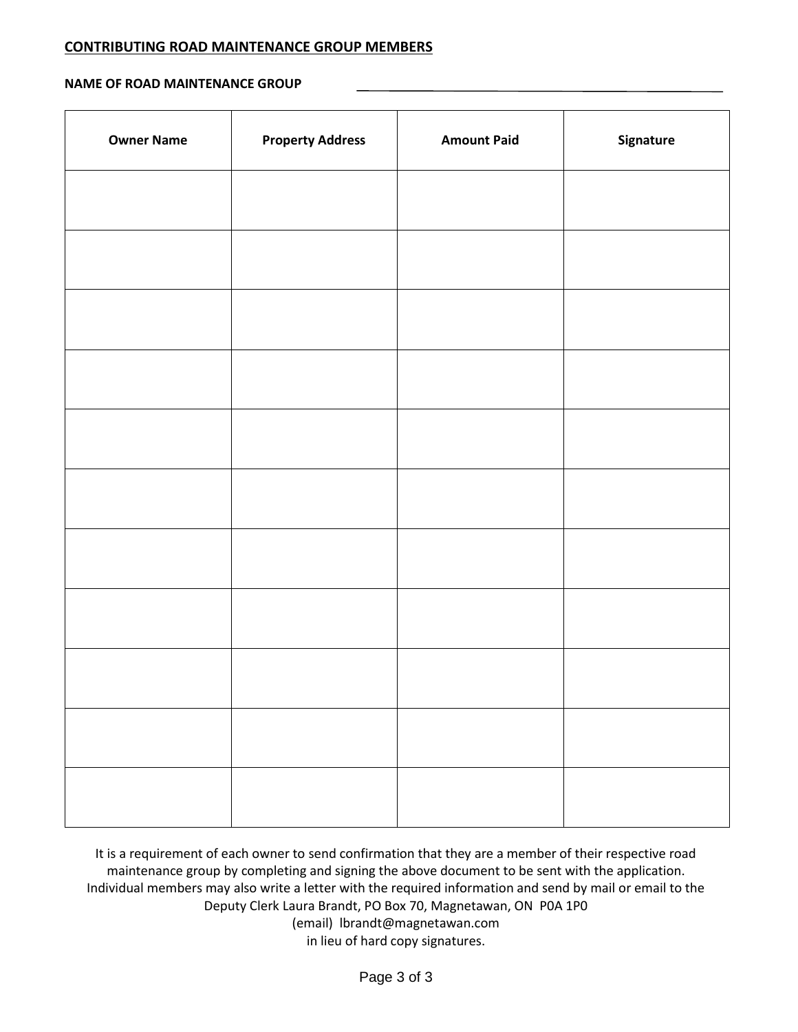## CONTRIBUTING ROAD MAINTENANCE GROUP MEMBERS

**NAME OF ROAD MAINTENANCE GROUP** ______________________________

| Owner Name | Property Address | Amount Paid | Signature |
|---|---|---|---|
| | | | |
| | | | |
| | | | |
| | | | |
| | | | |
| | | | |
| | | | |
| | | | |
| | | | |
| | | | |
| | | | |

It is a requirement of each owner to send confirmation that they are a member of their respective road maintenance group by completing and signing the above document to be sent with the application. Individual members may also write a letter with the required information and send by mail or email to the Deputy Clerk Laura Brandt, PO Box 70, Magnetawan, ON P0A 1P0
(email) lbrandt@magnetawan.com
in lieu of hard copy signatures.